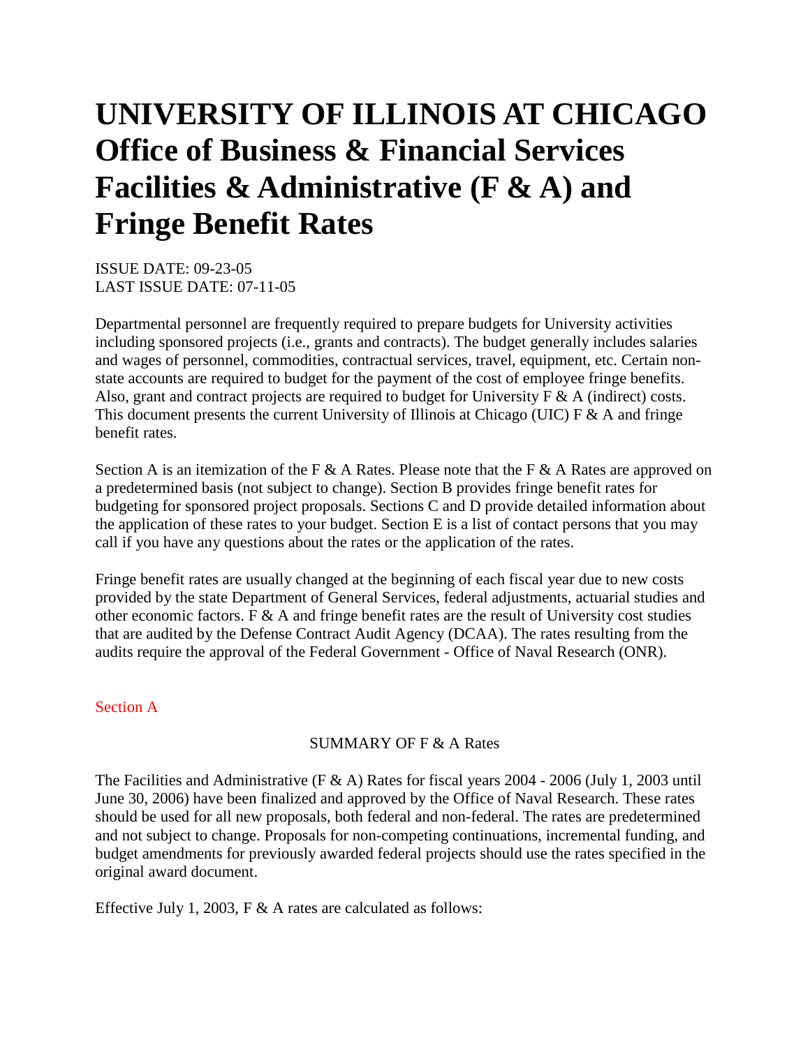# UNIVERSITY OF ILLINOIS AT CHICAGO Office of Business & Financial Services Facilities & Administrative (F & A) and Fringe Benefit Rates

ISSUE DATE: 09-23-05
LAST ISSUE DATE: 07-11-05

Departmental personnel are frequently required to prepare budgets for University activities including sponsored projects (i.e., grants and contracts). The budget generally includes salaries and wages of personnel, commodities, contractual services, travel, equipment, etc. Certain non-state accounts are required to budget for the payment of the cost of employee fringe benefits. Also, grant and contract projects are required to budget for University F & A (indirect) costs. This document presents the current University of Illinois at Chicago (UIC) F & A and fringe benefit rates.

Section A is an itemization of the F & A Rates. Please note that the F & A Rates are approved on a predetermined basis (not subject to change). Section B provides fringe benefit rates for budgeting for sponsored project proposals. Sections C and D provide detailed information about the application of these rates to your budget. Section E is a list of contact persons that you may call if you have any questions about the rates or the application of the rates.

Fringe benefit rates are usually changed at the beginning of each fiscal year due to new costs provided by the state Department of General Services, federal adjustments, actuarial studies and other economic factors. F & A and fringe benefit rates are the result of University cost studies that are audited by the Defense Contract Audit Agency (DCAA). The rates resulting from the audits require the approval of the Federal Government - Office of Naval Research (ONR).

## Section A

### SUMMARY OF F & A Rates

The Facilities and Administrative (F & A) Rates for fiscal years 2004 - 2006 (July 1, 2003 until June 30, 2006) have been finalized and approved by the Office of Naval Research. These rates should be used for all new proposals, both federal and non-federal. The rates are predetermined and not subject to change. Proposals for non-competing continuations, incremental funding, and budget amendments for previously awarded federal projects should use the rates specified in the original award document.

Effective July 1, 2003, F & A rates are calculated as follows: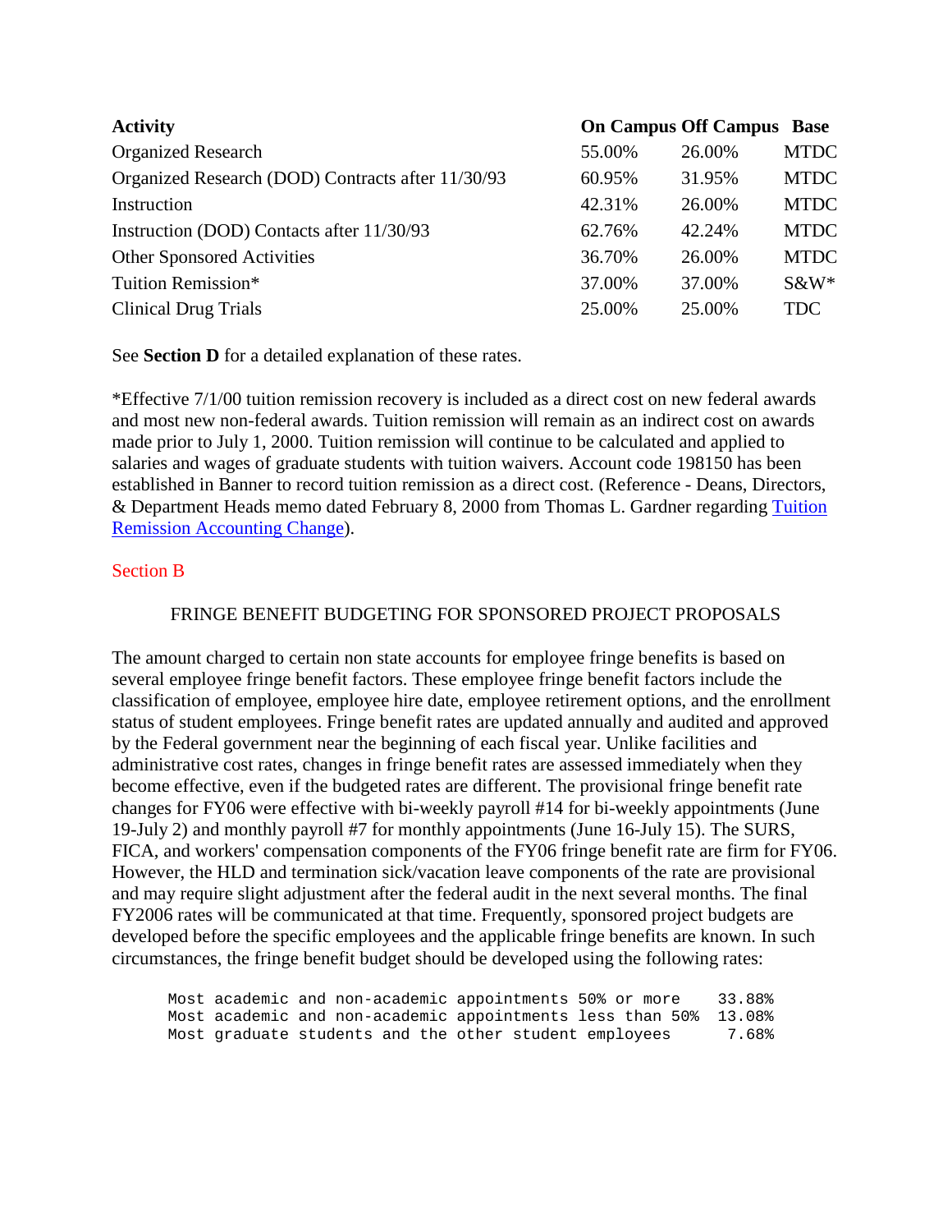| Activity | On Campus | Off Campus | Base |
|---|---|---|---|
| Organized Research | 55.00% | 26.00% | MTDC |
| Organized Research (DOD) Contracts after 11/30/93 | 60.95% | 31.95% | MTDC |
| Instruction | 42.31% | 26.00% | MTDC |
| Instruction (DOD) Contacts after 11/30/93 | 62.76% | 42.24% | MTDC |
| Other Sponsored Activities | 36.70% | 26.00% | MTDC |
| Tuition Remission* | 37.00% | 37.00% | S&W* |
| Clinical Drug Trials | 25.00% | 25.00% | TDC |

See **Section D** for a detailed explanation of these rates.

*Effective 7/1/00 tuition remission recovery is included as a direct cost on new federal awards and most new non-federal awards. Tuition remission will remain as an indirect cost on awards made prior to July 1, 2000. Tuition remission will continue to be calculated and applied to salaries and wages of graduate students with tuition waivers. Account code 198150 has been established in Banner to record tuition remission as a direct cost. (Reference - Deans, Directors, & Department Heads memo dated February 8, 2000 from Thomas L. Gardner regarding Tuition Remission Accounting Change).

## Section B

### FRINGE BENEFIT BUDGETING FOR SPONSORED PROJECT PROPOSALS

The amount charged to certain non state accounts for employee fringe benefits is based on several employee fringe benefit factors. These employee fringe benefit factors include the classification of employee, employee hire date, employee retirement options, and the enrollment status of student employees. Fringe benefit rates are updated annually and audited and approved by the Federal government near the beginning of each fiscal year. Unlike facilities and administrative cost rates, changes in fringe benefit rates are assessed immediately when they become effective, even if the budgeted rates are different. The provisional fringe benefit rate changes for FY06 were effective with bi-weekly payroll #14 for bi-weekly appointments (June 19-July 2) and monthly payroll #7 for monthly appointments (June 16-July 15). The SURS, FICA, and workers' compensation components of the FY06 fringe benefit rate are firm for FY06. However, the HLD and termination sick/vacation leave components of the rate are provisional and may require slight adjustment after the federal audit in the next several months. The final FY2006 rates will be communicated at that time. Frequently, sponsored project budgets are developed before the specific employees and the applicable fringe benefits are known. In such circumstances, the fringe benefit budget should be developed using the following rates:

```
Most academic and non-academic appointments 50% or more    33.88%
Most academic and non-academic appointments less than 50%  13.08%
Most graduate students and the other student employees      7.68%
```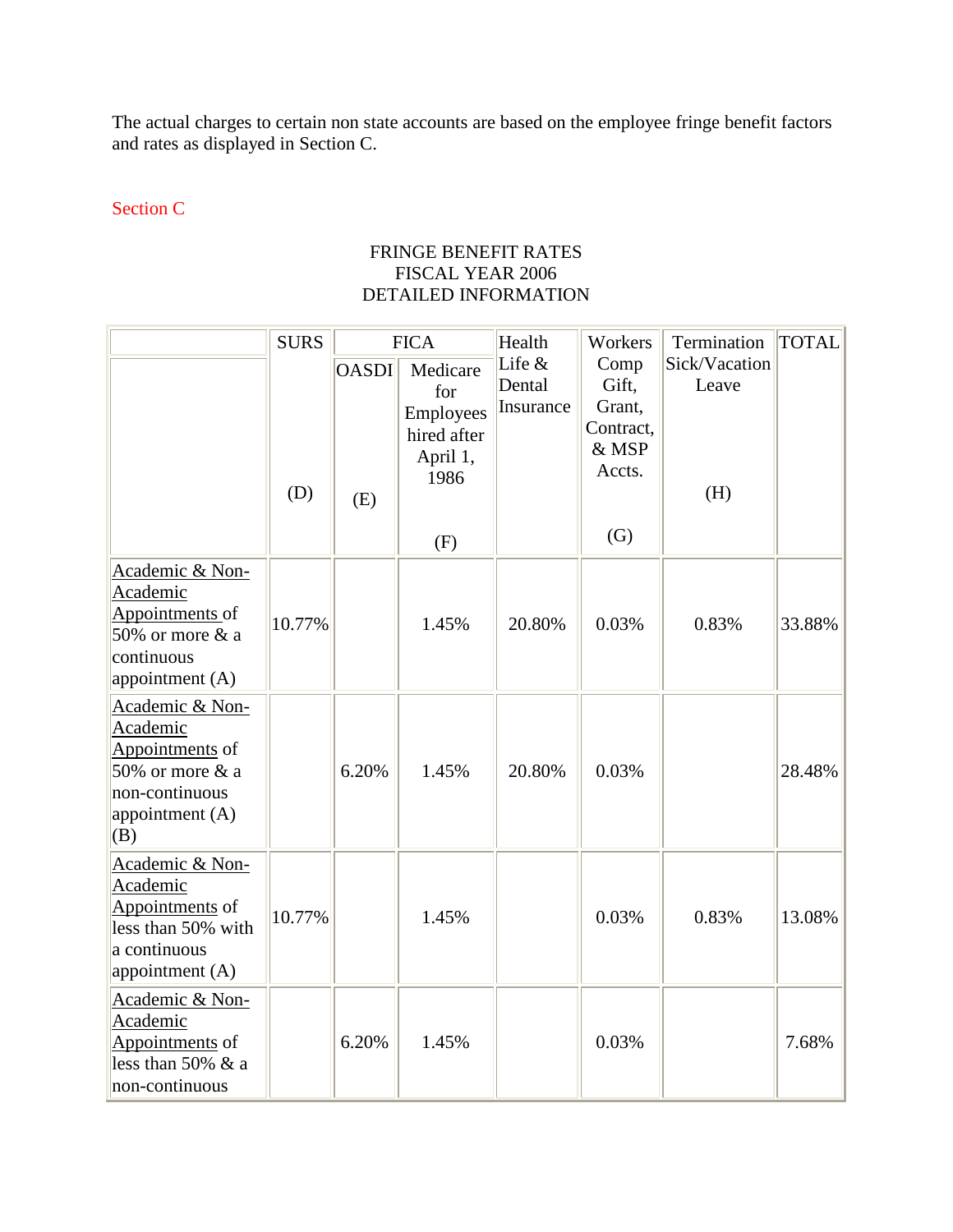The actual charges to certain non state accounts are based on the employee fringe benefit factors and rates as displayed in Section C.

Section C

FRINGE BENEFIT RATES
FISCAL YEAR 2006
DETAILED INFORMATION

| | SURS | FICA | | Health Life & Dental Insurance | Workers Comp Gift, Grant, Contract, & MSP Accts. | Termination Sick/Vacation Leave | TOTAL |
|---|---|---|---|---|---|---|---|
| | (D) | OASDI (E) | Medicare for Employees hired after April 1, 1986 (F) | | (G) | (H) | |
| Academic & Non-Academic Appointments of 50% or more & a continuous appointment (A) | 10.77% | | 1.45% | 20.80% | 0.03% | 0.83% | 33.88% |
| Academic & Non-Academic Appointments of 50% or more & a non-continuous appointment (A) (B) | | 6.20% | 1.45% | 20.80% | 0.03% | | 28.48% |
| Academic & Non-Academic Appointments of less than 50% with a continuous appointment (A) | 10.77% | | 1.45% | | 0.03% | 0.83% | 13.08% |
| Academic & Non-Academic Appointments of less than 50% & a non-continuous | | 6.20% | 1.45% | | 0.03% | | 7.68% |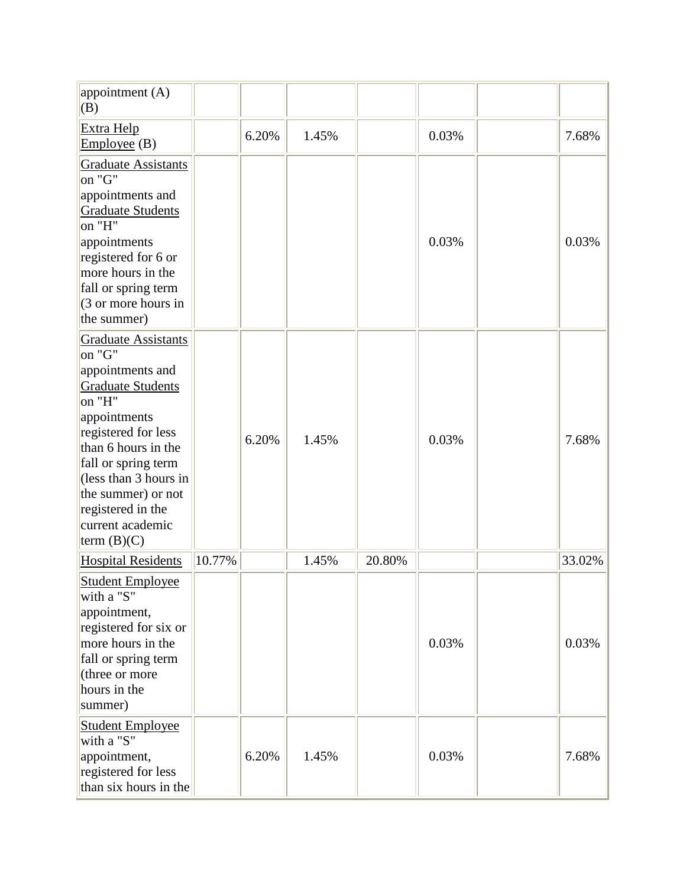| | | | | | | | |
|---|---|---|---|---|---|---|---|
| appointment (A) (B) | | | | | | | |
| Extra Help Employee (B) | | 6.20% | 1.45% | | 0.03% | | 7.68% |
| Graduate Assistants on "G" appointments and Graduate Students on "H" appointments registered for 6 or more hours in the fall or spring term (3 or more hours in the summer) | | | | | 0.03% | | 0.03% |
| Graduate Assistants on "G" appointments and Graduate Students on "H" appointments registered for less than 6 hours in the fall or spring term (less than 3 hours in the summer) or not registered in the current academic term (B)(C) | | 6.20% | 1.45% | | 0.03% | | 7.68% |
| Hospital Residents | 10.77% | | 1.45% | 20.80% | | | 33.02% |
| Student Employee with a "S" appointment, registered for six or more hours in the fall or spring term (three or more hours in the summer) | | | | | 0.03% | | 0.03% |
| Student Employee with a "S" appointment, registered for less than six hours in the | | 6.20% | 1.45% | | 0.03% | | 7.68% |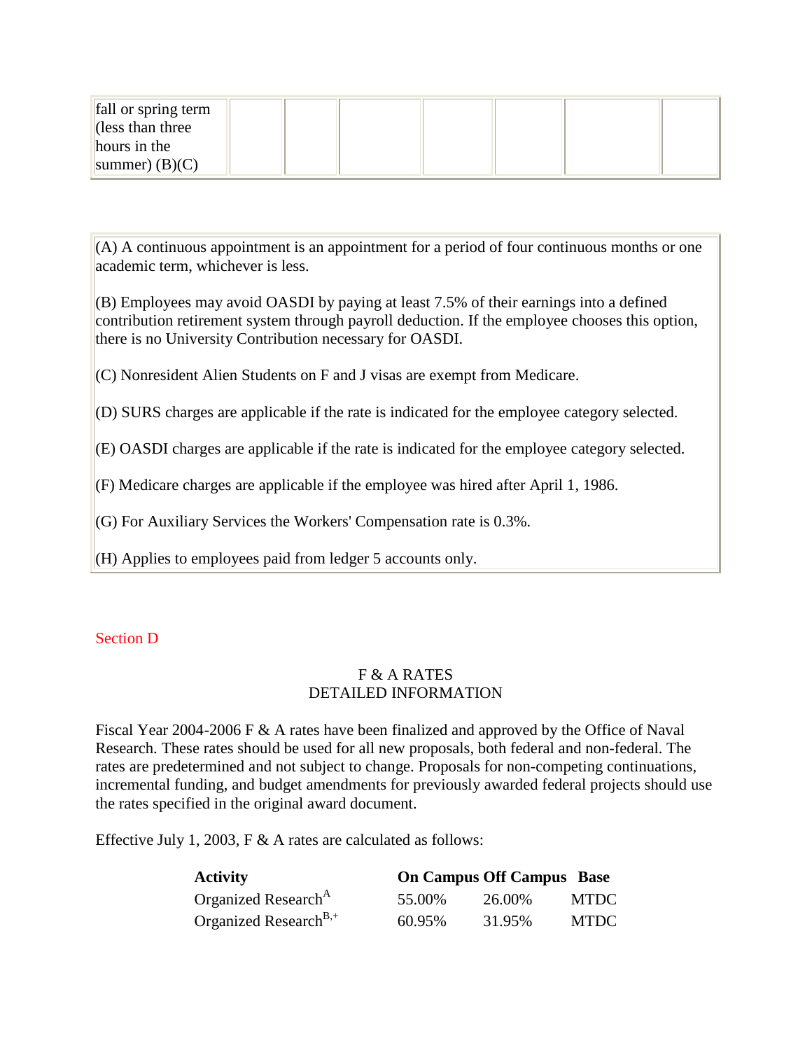| fall or spring term (less than three hours in the summer) (B)(C) | | | | | | | |
|---|---|---|---|---|---|---|---|

(A) A continuous appointment is an appointment for a period of four continuous months or one academic term, whichever is less.

(B) Employees may avoid OASDI by paying at least 7.5% of their earnings into a defined contribution retirement system through payroll deduction. If the employee chooses this option, there is no University Contribution necessary for OASDI.

(C) Nonresident Alien Students on F and J visas are exempt from Medicare.

(D) SURS charges are applicable if the rate is indicated for the employee category selected.

(E) OASDI charges are applicable if the rate is indicated for the employee category selected.

(F) Medicare charges are applicable if the employee was hired after April 1, 1986.

(G) For Auxiliary Services the Workers' Compensation rate is 0.3%.

(H) Applies to employees paid from ledger 5 accounts only.

Section D

## F & A RATES
## DETAILED INFORMATION

Fiscal Year 2004-2006 F & A rates have been finalized and approved by the Office of Naval Research. These rates should be used for all new proposals, both federal and non-federal. The rates are predetermined and not subject to change. Proposals for non-competing continuations, incremental funding, and budget amendments for previously awarded federal projects should use the rates specified in the original award document.

Effective July 1, 2003, F & A rates are calculated as follows:

| Activity | On Campus | Off Campus | Base |
|---|---|---|---|
| Organized Research[A] | 55.00% | 26.00% | MTDC |
| Organized Research[B,+] | 60.95% | 31.95% | MTDC |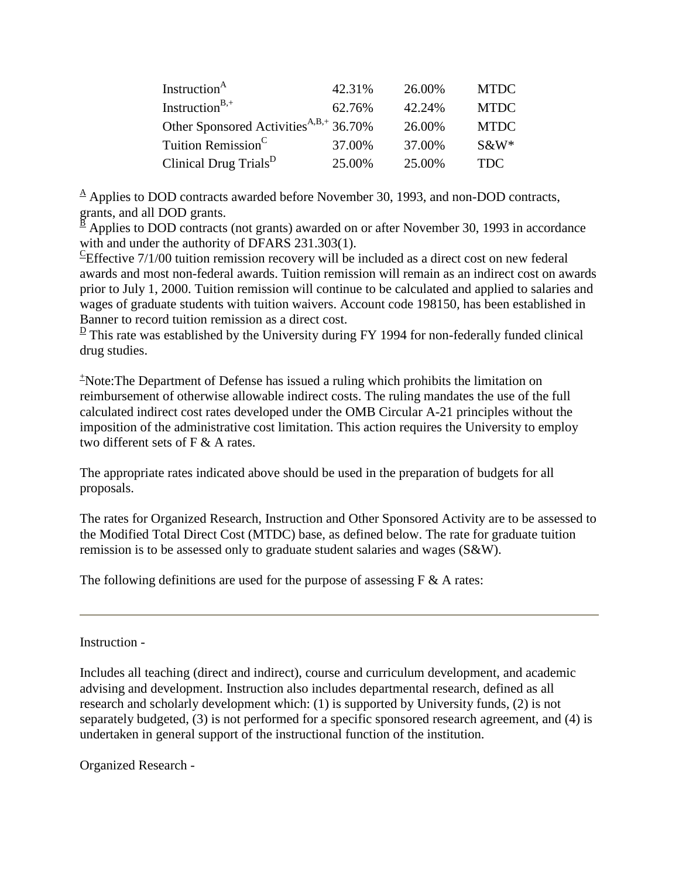| | | | |
|---|---|---|---|
| Instruction[A] | 42.31% | 26.00% | MTDC |
| Instruction[B,+] | 62.76% | 42.24% | MTDC |
| Other Sponsored Activities[A,B,+] | 36.70% | 26.00% | MTDC |
| Tuition Remission[C] | 37.00% | 37.00% | S&W* |
| Clinical Drug Trials[D] | 25.00% | 25.00% | TDC |

[A] Applies to DOD contracts awarded before November 30, 1993, and non-DOD contracts, grants, and all DOD grants.
[B] Applies to DOD contracts (not grants) awarded on or after November 30, 1993 in accordance with and under the authority of DFARS 231.303(1).
[C]Effective 7/1/00 tuition remission recovery will be included as a direct cost on new federal awards and most non-federal awards. Tuition remission will remain as an indirect cost on awards prior to July 1, 2000. Tuition remission will continue to be calculated and applied to salaries and wages of graduate students with tuition waivers. Account code 198150, has been established in Banner to record tuition remission as a direct cost.
[D] This rate was established by the University during FY 1994 for non-federally funded clinical drug studies.

[+]Note:The Department of Defense has issued a ruling which prohibits the limitation on reimbursement of otherwise allowable indirect costs. The ruling mandates the use of the full calculated indirect cost rates developed under the OMB Circular A-21 principles without the imposition of the administrative cost limitation. This action requires the University to employ two different sets of F & A rates.

The appropriate rates indicated above should be used in the preparation of budgets for all proposals.

The rates for Organized Research, Instruction and Other Sponsored Activity are to be assessed to the Modified Total Direct Cost (MTDC) base, as defined below. The rate for graduate tuition remission is to be assessed only to graduate student salaries and wages (S&W).

The following definitions are used for the purpose of assessing F & A rates:

---

Instruction -

Includes all teaching (direct and indirect), course and curriculum development, and academic advising and development. Instruction also includes departmental research, defined as all research and scholarly development which: (1) is supported by University funds, (2) is not separately budgeted, (3) is not performed for a specific sponsored research agreement, and (4) is undertaken in general support of the instructional function of the institution.

Organized Research -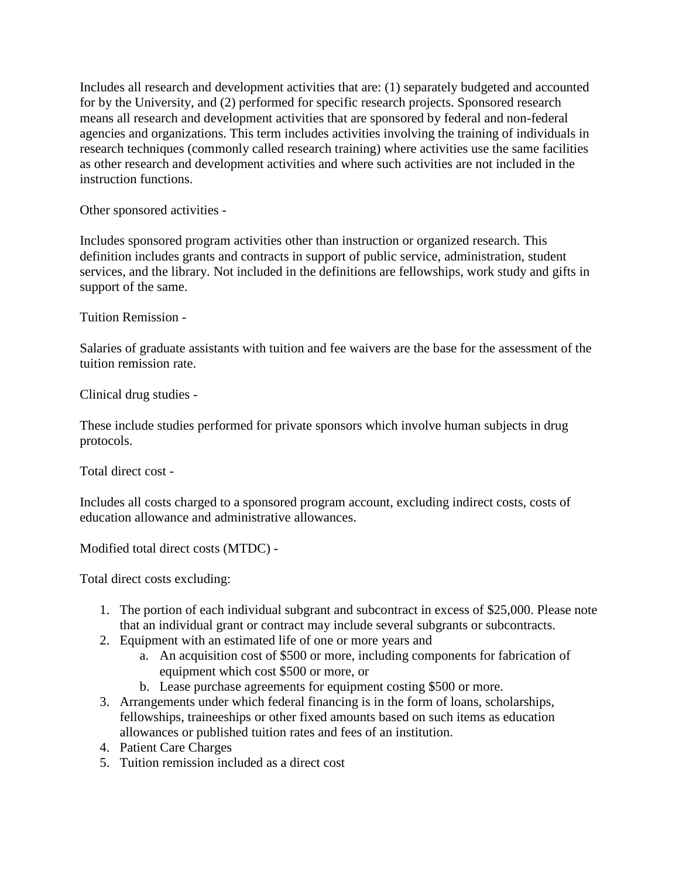Includes all research and development activities that are: (1) separately budgeted and accounted for by the University, and (2) performed for specific research projects. Sponsored research means all research and development activities that are sponsored by federal and non-federal agencies and organizations. This term includes activities involving the training of individuals in research techniques (commonly called research training) where activities use the same facilities as other research and development activities and where such activities are not included in the instruction functions.

Other sponsored activities -

Includes sponsored program activities other than instruction or organized research. This definition includes grants and contracts in support of public service, administration, student services, and the library. Not included in the definitions are fellowships, work study and gifts in support of the same.

Tuition Remission -

Salaries of graduate assistants with tuition and fee waivers are the base for the assessment of the tuition remission rate.

Clinical drug studies -

These include studies performed for private sponsors which involve human subjects in drug protocols.

Total direct cost -

Includes all costs charged to a sponsored program account, excluding indirect costs, costs of education allowance and administrative allowances.

Modified total direct costs (MTDC) -

Total direct costs excluding:

1. The portion of each individual subgrant and subcontract in excess of $25,000. Please note that an individual grant or contract may include several subgrants or subcontracts.
2. Equipment with an estimated life of one or more years and
   a. An acquisition cost of $500 or more, including components for fabrication of equipment which cost $500 or more, or
   b. Lease purchase agreements for equipment costing $500 or more.
3. Arrangements under which federal financing is in the form of loans, scholarships, fellowships, traineeships or other fixed amounts based on such items as education allowances or published tuition rates and fees of an institution.
4. Patient Care Charges
5. Tuition remission included as a direct cost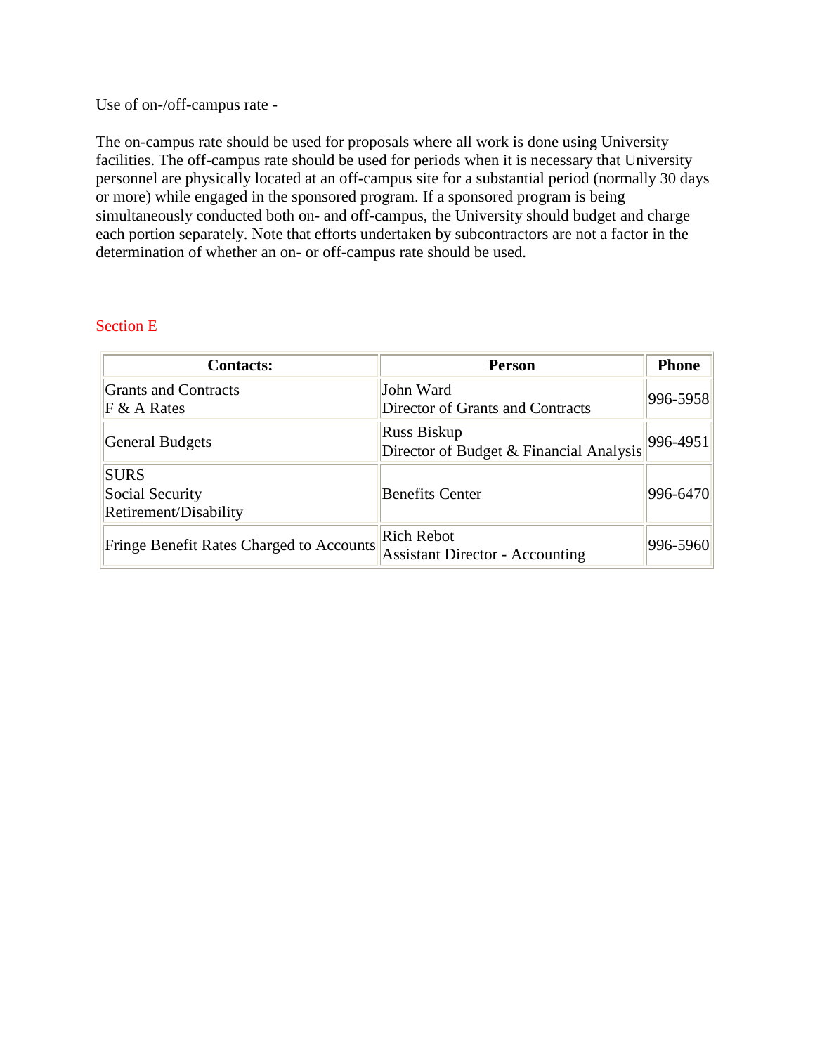Use of on-/off-campus rate -

The on-campus rate should be used for proposals where all work is done using University facilities. The off-campus rate should be used for periods when it is necessary that University personnel are physically located at an off-campus site for a substantial period (normally 30 days or more) while engaged in the sponsored program. If a sponsored program is being simultaneously conducted both on- and off-campus, the University should budget and charge each portion separately. Note that efforts undertaken by subcontractors are not a factor in the determination of whether an on- or off-campus rate should be used.

## Section E

| Contacts: | Person | Phone |
|---|---|---|
| Grants and Contracts<br>F & A Rates | John Ward<br>Director of Grants and Contracts | 996-5958 |
| General Budgets | Russ Biskup<br>Director of Budget & Financial Analysis | 996-4951 |
| SURS<br>Social Security<br>Retirement/Disability | Benefits Center | 996-6470 |
| Fringe Benefit Rates Charged to Accounts | Rich Rebot<br>Assistant Director - Accounting | 996-5960 |